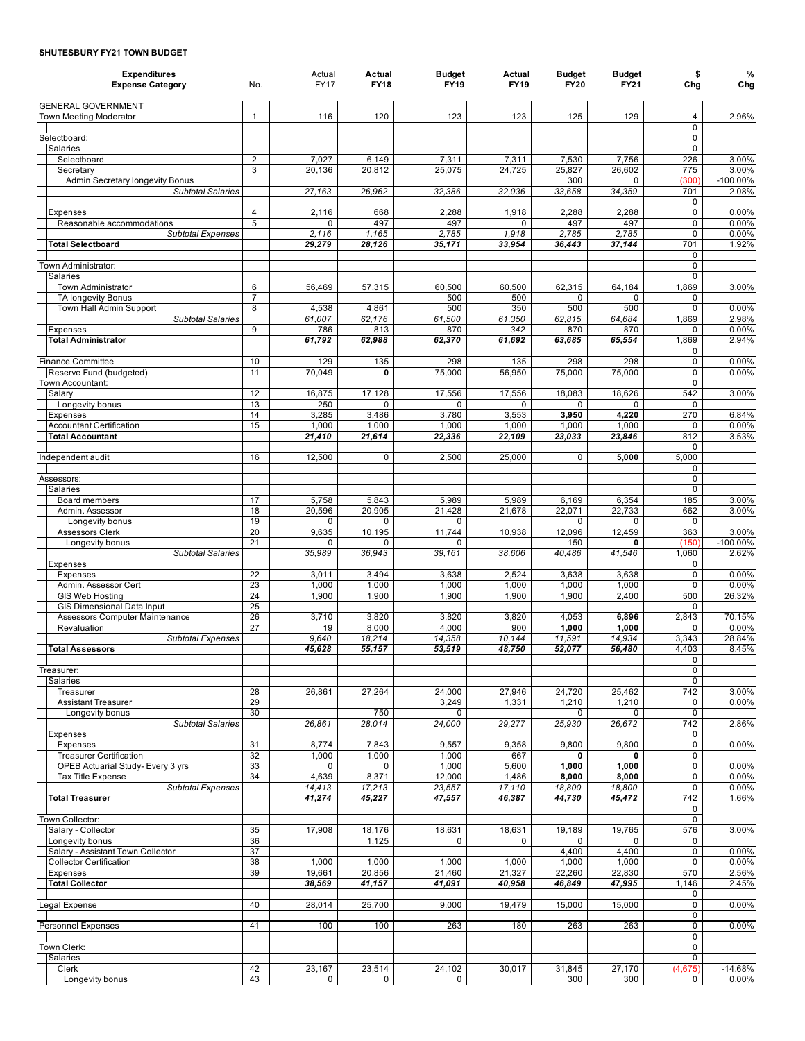**SHUTESBURY FY21 TOWN BUDGET**

| Expenditures Expense Category | No. | Actual FY17 | Actual FY18 | Budget FY19 | Actual FY19 | Budget FY20 | Budget FY21 | $ Chg | % Chg |
|---|---|---|---|---|---|---|---|---|---|
| GENERAL GOVERNMENT | | | | | | | | | |
| Town Meeting Moderator | 1 | 116 | 120 | 123 | 123 | 125 | 129 | 4 | 2.96% |
| | | | | | | | | 0 | |
| Selectboard: | | | | | | | | 0 | |
| Salaries | | | | | | | | 0 | |
| Selectboard | 2 | 7,027 | 6,149 | 7,311 | 7,311 | 7,530 | 7,756 | 226 | 3.00% |
| Secretary | 3 | 20,136 | 20,812 | 25,075 | 24,725 | 25,827 | 26,602 | 775 | 3.00% |
| Admin Secretary longevity Bonus | | | | | | 300 | 0 | (300) | -100.00% |
| *Subtotal Salaries* | | *27,163* | *26,962* | *32,386* | *32,036* | *33,658* | *34,359* | 701 | 2.08% |
| | | | | | | | | 0 | |
| Expenses | 4 | 2,116 | 668 | 2,288 | 1,918 | 2,288 | 2,288 | 0 | 0.00% |
| Reasonable accommodations | 5 | 0 | 497 | 497 | 0 | 497 | 497 | 0 | 0.00% |
| *Subtotal Expenses* | | *2,116* | *1,165* | *2,785* | *1,918* | *2,785* | *2,785* | 0 | 0.00% |
| **Total Selectboard** | | ***29,279*** | ***28,126*** | ***35,171*** | ***33,954*** | ***36,443*** | ***37,144*** | 701 | 1.92% |
| | | | | | | | | 0 | |
| Town Administrator: | | | | | | | | 0 | |
| Salaries | | | | | | | | 0 | |
| Town Administrator | 6 | 56,469 | 57,315 | 60,500 | 60,500 | 62,315 | 64,184 | 1,869 | 3.00% |
| TA longevity Bonus | 7 | | | 500 | 500 | 0 | 0 | 0 | |
| Town Hall Admin Support | 8 | 4,538 | 4,861 | 500 | 350 | 500 | 500 | 0 | 0.00% |
| *Subtotal Salaries* | | *61,007* | *62,176* | *61,500* | *61,350* | *62,815* | *64,684* | 1,869 | 2.98% |
| Expenses | 9 | 786 | 813 | 870 | 342 | 870 | 870 | 0 | 0.00% |
| **Total Administrator** | | ***61,792*** | ***62,988*** | ***62,370*** | ***61,692*** | ***63,685*** | ***65,554*** | 1,869 | 2.94% |
| | | | | | | | | 0 | |
| Finance Committee | 10 | 129 | 135 | 298 | 135 | 298 | 298 | 0 | 0.00% |
| Reserve Fund (budgeted) | 11 | 70,049 | **0** | 75,000 | 56,950 | 75,000 | 75,000 | 0 | 0.00% |
| Town Accountant: | | | | | | | | 0 | |
| Salary | 12 | 16,875 | 17,128 | 17,556 | 17,556 | 18,083 | 18,626 | 542 | 3.00% |
| Longevity bonus | 13 | 250 | 0 | 0 | 0 | 0 | 0 | 0 | |
| Expenses | 14 | 3,285 | 3,486 | 3,780 | 3,553 | **3,950** | **4,220** | 270 | 6.84% |
| Accountant Certification | 15 | 1,000 | 1,000 | 1,000 | 1,000 | 1,000 | 1,000 | 0 | 0.00% |
| **Total Accountant** | | ***21,410*** | ***21,614*** | ***22,336*** | ***22,109*** | ***23,033*** | ***23,846*** | 812 | 3.53% |
| | | | | | | | | 0 | |
| Independent audit | 16 | 12,500 | 0 | 2,500 | 25,000 | 0 | **5,000** | 5,000 | |
| | | | | | | | | 0 | |
| Assessors: | | | | | | | | 0 | |
| Salaries | | | | | | | | 0 | |
| Board members | 17 | 5,758 | 5,843 | 5,989 | 5,989 | 6,169 | 6,354 | 185 | 3.00% |
| Admin. Assessor | 18 | 20,596 | 20,905 | 21,428 | 21,678 | 22,071 | 22,733 | 662 | 3.00% |
| Longevity bonus | 19 | 0 | 0 | 0 | | 0 | 0 | 0 | |
| Assessors Clerk | 20 | 9,635 | 10,195 | 11,744 | 10,938 | 12,096 | 12,459 | 363 | 3.00% |
| Longevity bonus | 21 | 0 | 0 | 0 | | 150 | **0** | (150) | -100.00% |
| *Subtotal Salaries* | | *35,989* | *36,943* | *39,161* | *38,606* | *40,486* | *41,546* | 1,060 | 2.62% |
| Expenses | | | | | | | | 0 | |
| Expenses | 22 | 3,011 | 3,494 | 3,638 | 2,524 | 3,638 | 3,638 | 0 | 0.00% |
| Admin. Assessor Cert | 23 | 1,000 | 1,000 | 1,000 | 1,000 | 1,000 | 1,000 | 0 | 0.00% |
| GIS Web Hosting | 24 | 1,900 | 1,900 | 1,900 | 1,900 | 1,900 | 2,400 | 500 | 26.32% |
| GIS Dimensional Data Input | 25 | | | | | | | 0 | |
| Assessors Computer Maintenance | 26 | 3,710 | 3,820 | 3,820 | 3,820 | 4,053 | **6,896** | 2,843 | 70.15% |
| Revaluation | 27 | 19 | 8,000 | 4,000 | 900 | **1,000** | **1,000** | 0 | 0.00% |
| *Subtotal Expenses* | | *9,640* | *18,214* | *14,358* | *10,144* | *11,591* | *14,934* | 3,343 | 28.84% |
| **Total Assessors** | | ***45,628*** | ***55,157*** | ***53,519*** | ***48,750*** | ***52,077*** | ***56,480*** | 4,403 | 8.45% |
| | | | | | | | | 0 | |
| Treasurer: | | | | | | | | 0 | |
| Salaries | | | | | | | | 0 | |
| Treasurer | 28 | 26,861 | 27,264 | 24,000 | 27,946 | 24,720 | 25,462 | 742 | 3.00% |
| Assistant Treasurer | 29 | | | 3,249 | 1,331 | 1,210 | 1,210 | 0 | 0.00% |
| Longevity bonus | 30 | | 750 | 0 | | 0 | 0 | 0 | |
| *Subtotal Salaries* | | *26,861* | *28,014* | *24,000* | *29,277* | *25,930* | *26,672* | 742 | 2.86% |
| Expenses | | | | | | | | 0 | |
| Expenses | 31 | 8,774 | 7,843 | 9,557 | 9,358 | 9,800 | 9,800 | 0 | 0.00% |
| Treasurer Certification | 32 | 1,000 | 1,000 | 1,000 | 667 | **0** | **0** | 0 | |
| OPEB Actuarial Study- Every 3 yrs | 33 | 0 | 0 | 1,000 | 5,600 | **1,000** | **1,000** | 0 | 0.00% |
| Tax Title Expense | 34 | 4,639 | 8,371 | 12,000 | 1,486 | **8,000** | **8,000** | 0 | 0.00% |
| *Subtotal Expenses* | | *14,413* | *17,213* | *23,557* | *17,110* | *18,800* | *18,800* | 0 | 0.00% |
| **Total Treasurer** | | ***41,274*** | ***45,227*** | ***47,557*** | ***46,387*** | ***44,730*** | ***45,472*** | 742 | 1.66% |
| | | | | | | | | 0 | |
| Town Collector: | | | | | | | | 0 | |
| Salary - Collector | 35 | 17,908 | 18,176 | 18,631 | 18,631 | 19,189 | 19,765 | 576 | 3.00% |
| Longevity bonus | 36 | | 1,125 | 0 | 0 | 0 | 0 | 0 | |
| Salary - Assistant Town Collector | 37 | | | | | 4,400 | 4,400 | 0 | 0.00% |
| Collector Certification | 38 | 1,000 | 1,000 | 1,000 | 1,000 | 1,000 | 1,000 | 0 | 0.00% |
| Expenses | 39 | 19,661 | 20,856 | 21,460 | 21,327 | 22,260 | 22,830 | 570 | 2.56% |
| **Total Collector** | | ***38,569*** | ***41,157*** | ***41,091*** | ***40,958*** | ***46,849*** | ***47,995*** | 1,146 | 2.45% |
| | | | | | | | | 0 | |
| Legal Expense | 40 | 28,014 | 25,700 | 9,000 | 19,479 | 15,000 | 15,000 | 0 | 0.00% |
| | | | | | | | | 0 | |
| Personnel Expenses | 41 | 100 | 100 | 263 | 180 | 263 | 263 | 0 | 0.00% |
| | | | | | | | | 0 | |
| Town Clerk: | | | | | | | | 0 | |
| Salaries | | | | | | | | 0 | |
| Clerk | 42 | 23,167 | 23,514 | 24,102 | 30,017 | 31,845 | 27,170 | (4,675) | -14.68% |
| Longevity bonus | 43 | 0 | 0 | 0 | | 300 | 300 | 0 | 0.00% |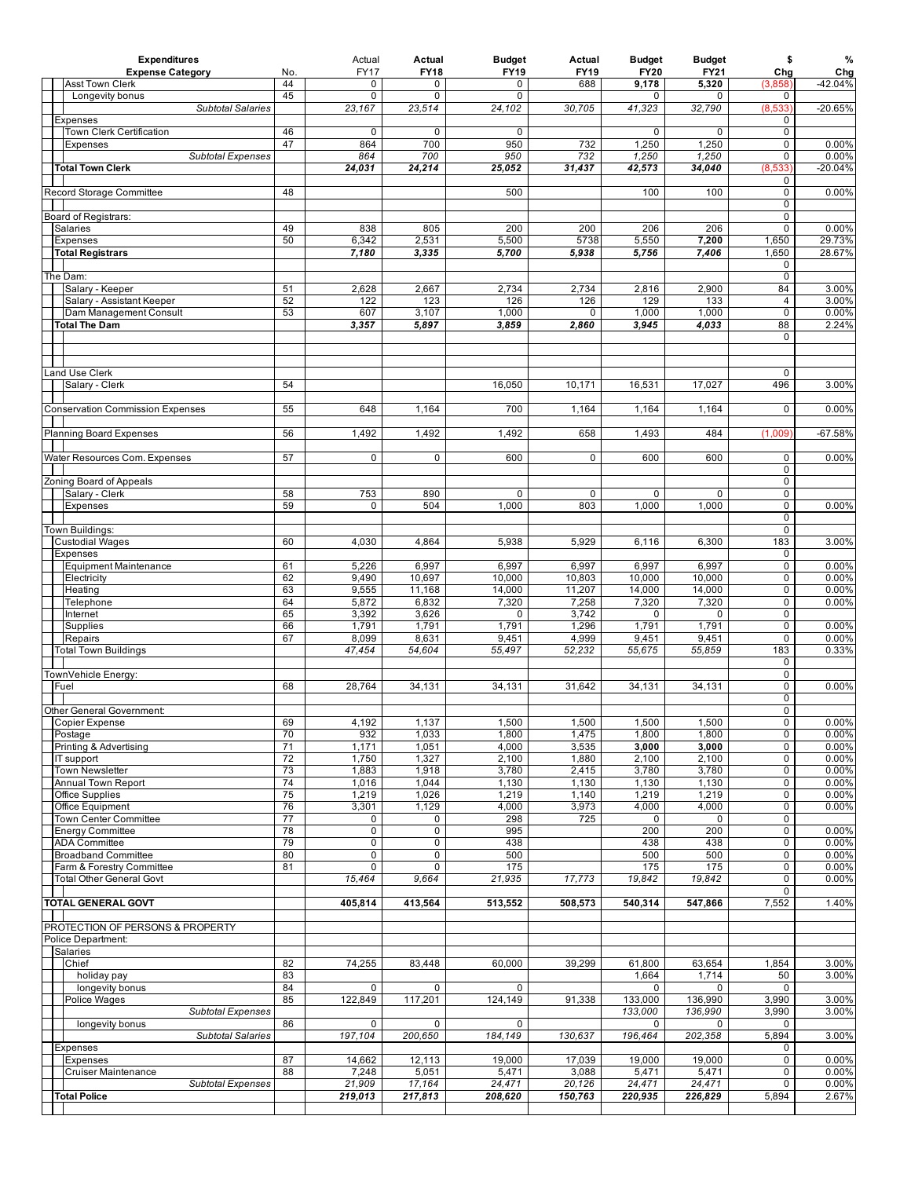| Expenditures<br>Expense Category | No. | Actual<br>FY17 | Actual<br>FY18 | Budget<br>FY19 | Actual<br>FY19 | Budget<br>FY20 | Budget<br>FY21 | $<br>Chg | %<br>Chg |
|---|---|---|---|---|---|---|---|---|---|
| Asst Town Clerk | 44 | 0 | 0 | 0 | 688 | 9,178 | 5,320 | (3,858) | -42.04% |
| Longevity bonus | 45 | 0 | 0 | 0 | | 0 | 0 | 0 | |
| *Subtotal Salaries* | | *23,167* | *23,514* | *24,102* | *30,705* | *41,323* | *32,790* | (8,533) | -20.65% |
| Expenses | | | | | | | | 0 | |
| Town Clerk Certification | 46 | 0 | 0 | 0 | | 0 | 0 | 0 | |
| Expenses | 47 | 864 | 700 | 950 | 732 | 1,250 | 1,250 | 0 | 0.00% |
| *Subtotal Expenses* | | *864* | *700* | *950* | *732* | *1,250* | *1,250* | 0 | 0.00% |
| **Total Town Clerk** | | ***24,031*** | ***24,214*** | ***25,052*** | ***31,437*** | ***42,573*** | ***34,040*** | (8,533) | -20.04% |
| | | | | | | | | 0 | |
| Record Storage Committee | 48 | | | 500 | | 100 | 100 | 0 | 0.00% |
| | | | | | | | | 0 | |
| Board of Registrars: | | | | | | | | 0 | |
| Salaries | 49 | 838 | 805 | 200 | 200 | 206 | 206 | 0 | 0.00% |
| Expenses | 50 | 6,342 | 2,531 | 5,500 | 5738 | 5,550 | **7,200** | 1,650 | 29.73% |
| **Total Registrars** | | ***7,180*** | ***3,335*** | ***5,700*** | ***5,938*** | ***5,756*** | ***7,406*** | 1,650 | 28.67% |
| | | | | | | | | 0 | |
| The Dam: | | | | | | | | 0 | |
| Salary - Keeper | 51 | 2,628 | 2,667 | 2,734 | 2,734 | 2,816 | 2,900 | 84 | 3.00% |
| Salary - Assistant Keeper | 52 | 122 | 123 | 126 | 126 | 129 | 133 | 4 | 3.00% |
| Dam Management Consult | 53 | 607 | 3,107 | 1,000 | 0 | 1,000 | 1,000 | 0 | 0.00% |
| **Total The Dam** | | ***3,357*** | ***5,897*** | ***3,859*** | ***2,860*** | ***3,945*** | ***4,033*** | 88 | 2.24% |
| | | | | | | | | 0 | |
| | | | | | | | | | |
| | | | | | | | | | |
| Land Use Clerk | | | | | | | | 0 | |
| Salary - Clerk | 54 | | | 16,050 | 10,171 | 16,531 | 17,027 | 496 | 3.00% |
| | | | | | | | | | |
| Conservation Commission Expenses | 55 | 648 | 1,164 | 700 | 1,164 | 1,164 | 1,164 | 0 | 0.00% |
| | | | | | | | | | |
| Planning Board Expenses | 56 | 1,492 | 1,492 | 1,492 | 658 | 1,493 | 484 | (1,009) | -67.58% |
| | | | | | | | | | |
| Water Resources Com. Expenses | 57 | 0 | 0 | 600 | 0 | 600 | 600 | 0 | 0.00% |
| | | | | | | | | 0 | |
| Zoning Board of Appeals | | | | | | | | 0 | |
| Salary - Clerk | 58 | 753 | 890 | 0 | 0 | 0 | 0 | 0 | |
| Expenses | 59 | 0 | 504 | 1,000 | 803 | 1,000 | 1,000 | 0 | 0.00% |
| | | | | | | | | 0 | |
| Town Buildings: | | | | | | | | 0 | |
| Custodial Wages | 60 | 4,030 | 4,864 | 5,938 | 5,929 | 6,116 | 6,300 | 183 | 3.00% |
| Expenses | | | | | | | | 0 | |
| Equipment Maintenance | 61 | 5,226 | 6,997 | 6,997 | 6,997 | 6,997 | 6,997 | 0 | 0.00% |
| Electricity | 62 | 9,490 | 10,697 | 10,000 | 10,803 | 10,000 | 10,000 | 0 | 0.00% |
| Heating | 63 | 9,555 | 11,168 | 14,000 | 11,207 | 14,000 | 14,000 | 0 | 0.00% |
| Telephone | 64 | 5,872 | 6,832 | 7,320 | 7,258 | 7,320 | 7,320 | 0 | 0.00% |
| Internet | 65 | 3,392 | 3,626 | 0 | 3,742 | 0 | 0 | 0 | |
| Supplies | 66 | 1,791 | 1,791 | 1,791 | 1,296 | 1,791 | 1,791 | 0 | 0.00% |
| Repairs | 67 | 8,099 | 8,631 | 9,451 | 4,999 | 9,451 | 9,451 | 0 | 0.00% |
| Total Town Buildings | | *47,454* | *54,604* | *55,497* | *52,232* | *55,675* | *55,859* | 183 | 0.33% |
| | | | | | | | | 0 | |
| TownVehicle Energy: | | | | | | | | 0 | |
| Fuel | 68 | 28,764 | 34,131 | 34,131 | 31,642 | 34,131 | 34,131 | 0 | 0.00% |
| | | | | | | | | 0 | |
| Other General Government: | | | | | | | | 0 | |
| Copier Expense | 69 | 4,192 | 1,137 | 1,500 | 1,500 | 1,500 | 1,500 | 0 | 0.00% |
| Postage | 70 | 932 | 1,033 | 1,800 | 1,475 | 1,800 | 1,800 | 0 | 0.00% |
| Printing & Advertising | 71 | 1,171 | 1,051 | 4,000 | 3,535 | **3,000** | **3,000** | 0 | 0.00% |
| IT support | 72 | 1,750 | 1,327 | 2,100 | 1,880 | 2,100 | 2,100 | 0 | 0.00% |
| Town Newsletter | 73 | 1,883 | 1,918 | 3,780 | 2,415 | 3,780 | 3,780 | 0 | 0.00% |
| Annual Town Report | 74 | 1,016 | 1,044 | 1,130 | 1,130 | 1,130 | 1,130 | 0 | 0.00% |
| Office Supplies | 75 | 1,219 | 1,026 | 1,219 | 1,140 | 1,219 | 1,219 | 0 | 0.00% |
| Office Equipment | 76 | 3,301 | 1,129 | 4,000 | 3,973 | 4,000 | 4,000 | 0 | 0.00% |
| Town Center Committee | 77 | 0 | 0 | 298 | 725 | 0 | 0 | 0 | |
| Energy Committee | 78 | 0 | 0 | 995 | | 200 | 200 | 0 | 0.00% |
| ADA Committee | 79 | 0 | 0 | 438 | | 438 | 438 | 0 | 0.00% |
| Broadband Committee | 80 | 0 | 0 | 500 | | 500 | 500 | 0 | 0.00% |
| Farm & Forestry Committee | 81 | 0 | 0 | 175 | | 175 | 175 | 0 | 0.00% |
| Total Other General Govt | | *15,464* | *9,664* | *21,935* | *17,773* | *19,842* | *19,842* | 0 | 0.00% |
| | | | | | | | | 0 | |
| **TOTAL GENERAL GOVT** | | **405,814** | **413,564** | **513,552** | **508,573** | **540,314** | **547,866** | 7,552 | 1.40% |
| | | | | | | | | | |
| PROTECTION OF PERSONS & PROPERTY | | | | | | | | | |
| Police Department: | | | | | | | | | |
| Salaries | | | | | | | | | |
| Chief | 82 | 74,255 | 83,448 | 60,000 | 39,299 | 61,800 | 63,654 | 1,854 | 3.00% |
| holiday pay | 83 | | | | | 1,664 | 1,714 | 50 | 3.00% |
| longevity bonus | 84 | 0 | 0 | 0 | | 0 | 0 | 0 | |
| Police Wages | 85 | 122,849 | 117,201 | 124,149 | 91,338 | 133,000 | 136,990 | 3,990 | 3.00% |
| *Subtotal Expenses* | | | | | | *133,000* | *136,990* | 3,990 | 3.00% |
| longevity bonus | 86 | 0 | 0 | 0 | | 0 | 0 | 0 | |
| *Subtotal Salaries* | | *197,104* | *200,650* | *184,149* | *130,637* | *196,464* | *202,358* | 5,894 | 3.00% |
| Expenses | | | | | | | | 0 | |
| Expenses | 87 | 14,662 | 12,113 | 19,000 | 17,039 | 19,000 | 19,000 | 0 | 0.00% |
| Cruiser Maintenance | 88 | 7,248 | 5,051 | 5,471 | 3,088 | 5,471 | 5,471 | 0 | 0.00% |
| *Subtotal Expenses* | | *21,909* | *17,164* | *24,471* | *20,126* | *24,471* | *24,471* | 0 | 0.00% |
| **Total Police** | | ***219,013*** | ***217,813*** | ***208,620*** | ***150,763*** | ***220,935*** | ***226,829*** | 5,894 | 2.67% |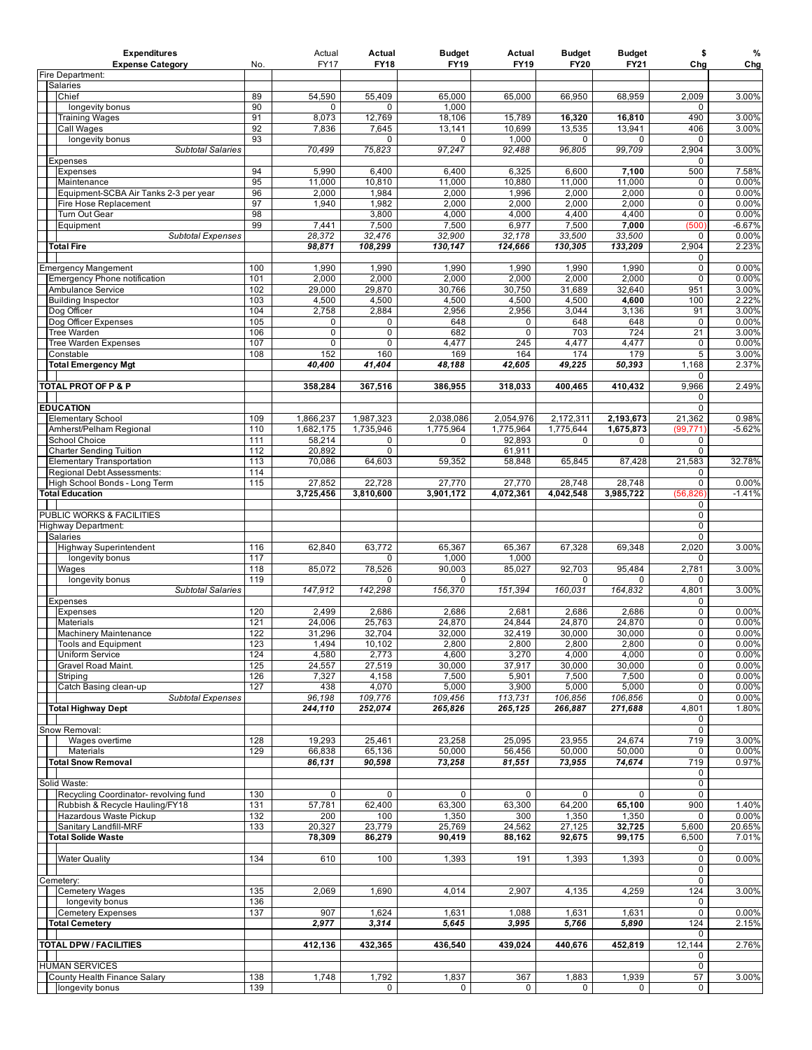| Expenditures<br>Expense Category | No. | Actual<br>FY17 | Actual<br>FY18 | Budget<br>FY19 | Actual<br>FY19 | Budget<br>FY20 | Budget<br>FY21 | $<br>Chg | %<br>Chg |
|---|---|---|---|---|---|---|---|---|---|
| Fire Department: | | | | | | | | | |
| Salaries | | | | | | | | | |
| Chief | 89 | 54,590 | 55,409 | 65,000 | 65,000 | 66,950 | 68,959 | 2,009 | 3.00% |
| longevity bonus | 90 | 0 | 0 | 1,000 | | | | 0 | |
| Training Wages | 91 | 8,073 | 12,769 | 18,106 | 15,789 | **16,320** | **16,810** | 490 | 3.00% |
| Call Wages | 92 | 7,836 | 7,645 | 13,141 | 10,699 | 13,535 | 13,941 | 406 | 3.00% |
| longevity bonus | 93 | | 0 | 0 | 1,000 | 0 | 0 | 0 | |
| *Subtotal Salaries* | | *70,499* | *75,823* | *97,247* | *92,488* | *96,805* | *99,709* | 2,904 | 3.00% |
| Expenses | | | | | | | | 0 | |
| Expenses | 94 | 5,990 | 6,400 | 6,400 | 6,325 | 6,600 | **7,100** | 500 | 7.58% |
| Maintenance | 95 | 11,000 | 10,810 | 11,000 | 10,880 | 11,000 | 11,000 | 0 | 0.00% |
| Equipment-SCBA Air Tanks 2-3 per year | 96 | 2,000 | 1,984 | 2,000 | 1,996 | 2,000 | 2,000 | 0 | 0.00% |
| Fire Hose Replacement | 97 | 1,940 | 1,982 | 2,000 | 2,000 | 2,000 | 2,000 | 0 | 0.00% |
| Turn Out Gear | 98 | | 3,800 | 4,000 | 4,000 | 4,400 | 4,400 | 0 | 0.00% |
| Equipment | 99 | 7,441 | 7,500 | 7,500 | 6,977 | 7,500 | **7,000** | (500) | -6.67% |
| *Subtotal Expenses* | | *28,372* | *32,476* | *32,900* | *32,178* | *33,500* | *33,500* | 0 | 0.00% |
| **Total Fire** | | ***98,871*** | ***108,299*** | ***130,147*** | ***124,666*** | ***130,305*** | ***133,209*** | 2,904 | 2.23% |
| | | | | | | | | 0 | |
| Emergency Mangement | 100 | 1,990 | 1,990 | 1,990 | 1,990 | 1,990 | 1,990 | 0 | 0.00% |
| Emergency Phone notification | 101 | 2,000 | 2,000 | 2,000 | 2,000 | 2,000 | 2,000 | 0 | 0.00% |
| Ambulance Service | 102 | 29,000 | 29,870 | 30,766 | 30,750 | 31,689 | 32,640 | 951 | 3.00% |
| Building Inspector | 103 | 4,500 | 4,500 | 4,500 | 4,500 | 4,500 | **4,600** | 100 | 2.22% |
| Dog Officer | 104 | 2,758 | 2,884 | 2,956 | 2,956 | 3,044 | 3,136 | 91 | 3.00% |
| Dog Officer Expenses | 105 | 0 | 0 | 648 | 0 | 648 | 648 | 0 | 0.00% |
| Tree Warden | 106 | 0 | 0 | 682 | 0 | 703 | 724 | 21 | 3.00% |
| Tree Warden Expenses | 107 | 0 | 0 | 4,477 | 245 | 4,477 | 4,477 | 0 | 0.00% |
| Constable | 108 | 152 | 160 | 169 | 164 | 174 | 179 | 5 | 3.00% |
| **Total Emergency Mgt** | | ***40,400*** | ***41,404*** | ***48,188*** | ***42,605*** | ***49,225*** | ***50,393*** | 1,168 | 2.37% |
| | | | | | | | | 0 | |
| **TOTAL PROT OF P & P** | | **358,284** | **367,516** | **386,955** | **318,033** | **400,465** | **410,432** | 9,966 | 2.49% |
| | | | | | | | | 0 | |
| **EDUCATION** | | | | | | | | 0 | |
| Elementary School | 109 | 1,866,237 | 1,987,323 | 2,038,086 | 2,054,976 | 2,172,311 | **2,193,673** | 21,362 | 0.98% |
| Amherst/Pelham Regional | 110 | 1,682,175 | 1,735,946 | 1,775,964 | 1,775,964 | 1,775,644 | **1,675,873** | (99,771) | -5.62% |
| School Choice | 111 | 58,214 | 0 | 0 | 92,893 | 0 | 0 | 0 | |
| Charter Sending Tuition | 112 | 20,892 | 0 | | 61,911 | | | 0 | |
| Elementary Transportation | 113 | 70,086 | 64,603 | 59,352 | 58,848 | 65,845 | 87,428 | 21,583 | 32.78% |
| Regional Debt Assessments: | 114 | | | | | | | 0 | |
| High School Bonds - Long Term | 115 | 27,852 | 22,728 | 27,770 | 27,770 | 28,748 | 28,748 | 0 | 0.00% |
| **Total Education** | | **3,725,456** | **3,810,600** | **3,901,172** | **4,072,361** | **4,042,548** | **3,985,722** | (56,826) | -1.41% |
| | | | | | | | | 0 | |
| PUBLIC WORKS & FACILITIES | | | | | | | | 0 | |
| Highway Department: | | | | | | | | 0 | |
| Salaries | | | | | | | | 0 | |
| Highway Superintendent | 116 | 62,840 | 63,772 | 65,367 | 65,367 | 67,328 | 69,348 | 2,020 | 3.00% |
| longevity bonus | 117 | | 0 | 1,000 | 1,000 | | | 0 | |
| Wages | 118 | 85,072 | 78,526 | 90,003 | 85,027 | 92,703 | 95,484 | 2,781 | 3.00% |
| longevity bonus | 119 | | 0 | 0 | | 0 | 0 | 0 | |
| *Subtotal Salaries* | | *147,912* | *142,298* | *156,370* | *151,394* | *160,031* | *164,832* | 4,801 | 3.00% |
| Expenses | | | | | | | | 0 | |
| Expenses | 120 | 2,499 | 2,686 | 2,686 | 2,681 | 2,686 | 2,686 | 0 | 0.00% |
| Materials | 121 | 24,006 | 25,763 | 24,870 | 24,844 | 24,870 | 24,870 | 0 | 0.00% |
| Machinery Maintenance | 122 | 31,296 | 32,704 | 32,000 | 32,419 | 30,000 | 30,000 | 0 | 0.00% |
| Tools and Equipment | 123 | 1,494 | 10,102 | 2,800 | 2,800 | 2,800 | 2,800 | 0 | 0.00% |
| Uniform Service | 124 | 4,580 | 2,773 | 4,600 | 3,270 | 4,000 | 4,000 | 0 | 0.00% |
| Gravel Road Maint. | 125 | 24,557 | 27,519 | 30,000 | 37,917 | 30,000 | 30,000 | 0 | 0.00% |
| Striping | 126 | 7,327 | 4,158 | 7,500 | 5,901 | 7,500 | 7,500 | 0 | 0.00% |
| Catch Basing clean-up | 127 | 438 | 4,070 | 5,000 | 3,900 | 5,000 | 5,000 | 0 | 0.00% |
| *Subtotal Expenses* | | *96,198* | *109,776* | *109,456* | *113,731* | *106,856* | *106,856* | 0 | 0.00% |
| **Total Highway Dept** | | ***244,110*** | ***252,074*** | ***265,826*** | ***265,125*** | ***266,887*** | ***271,688*** | 4,801 | 1.80% |
| | | | | | | | | 0 | |
| Snow Removal: | | | | | | | | 0 | |
| Wages overtime | 128 | 19,293 | 25,461 | 23,258 | 25,095 | 23,955 | 24,674 | 719 | 3.00% |
| Materials | 129 | 66,838 | 65,136 | 50,000 | 56,456 | 50,000 | 50,000 | 0 | 0.00% |
| **Total Snow Removal** | | ***86,131*** | ***90,598*** | ***73,258*** | ***81,551*** | ***73,955*** | ***74,674*** | 719 | 0.97% |
| | | | | | | | | 0 | |
| Solid Waste: | | | | | | | | 0 | |
| Recycling Coordinator- revolving fund | 130 | 0 | 0 | 0 | 0 | 0 | 0 | 0 | |
| Rubbish & Recycle Hauling/FY18 | 131 | 57,781 | 62,400 | 63,300 | 63,300 | 64,200 | **65,100** | 900 | 1.40% |
| Hazardous Waste Pickup | 132 | 200 | 100 | 1,350 | 300 | 1,350 | 1,350 | 0 | 0.00% |
| Sanitary Landfill-MRF | 133 | 20,327 | 23,779 | 25,769 | 24,562 | 27,125 | **32,725** | 5,600 | 20.65% |
| **Total Solide Waste** | | **78,309** | **86,279** | **90,419** | **88,162** | **92,675** | **99,175** | 6,500 | 7.01% |
| | | | | | | | | 0 | |
| Water Quality | 134 | 610 | 100 | 1,393 | 191 | 1,393 | 1,393 | 0 | 0.00% |
| | | | | | | | | 0 | |
| Cemetery: | | | | | | | | 0 | |
| Cemetery Wages | 135 | 2,069 | 1,690 | 4,014 | 2,907 | 4,135 | 4,259 | 124 | 3.00% |
| longevity bonus | 136 | | | | | | | 0 | |
| Cemetery Expenses | 137 | 907 | 1,624 | 1,631 | 1,088 | 1,631 | 1,631 | 0 | 0.00% |
| **Total Cemetery** | | ***2,977*** | ***3,314*** | ***5,645*** | ***3,995*** | ***5,766*** | ***5,890*** | 124 | 2.15% |
| | | | | | | | | 0 | |
| **TOTAL DPW / FACILITIES** | | **412,136** | **432,365** | **436,540** | **439,024** | **440,676** | **452,819** | 12,144 | 2.76% |
| | | | | | | | | 0 | |
| HUMAN SERVICES | | | | | | | | 0 | |
| County Health Finance Salary | 138 | 1,748 | 1,792 | 1,837 | 367 | 1,883 | 1,939 | 57 | 3.00% |
| longevity bonus | 139 | | 0 | 0 | 0 | 0 | 0 | 0 | |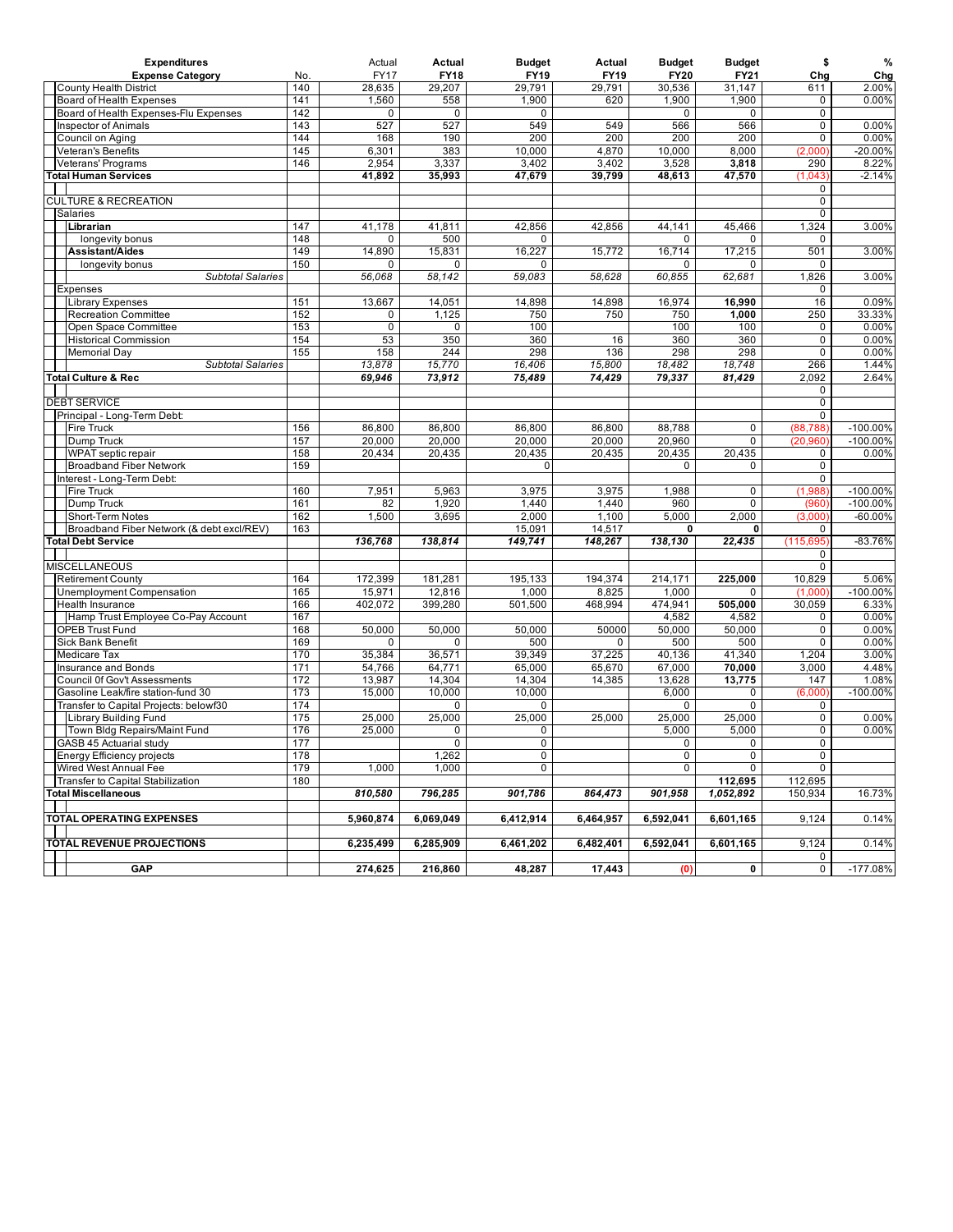| Expenditures Expense Category | No. | Actual FY17 | Actual FY18 | Budget FY19 | Actual FY19 | Budget FY20 | Budget FY21 | $ Chg | % Chg |
|---|---|---|---|---|---|---|---|---|---|
| County Health District | 140 | 28,635 | 29,207 | 29,791 | 29,791 | 30,536 | 31,147 | 611 | 2.00% |
| Board of Health Expenses | 141 | 1,560 | 558 | 1,900 | 620 | 1,900 | 1,900 | 0 | 0.00% |
| Board of Health Expenses-Flu Expenses | 142 | 0 | 0 | 0 | | 0 | 0 | 0 | |
| Inspector of Animals | 143 | 527 | 527 | 549 | 549 | 566 | 566 | 0 | 0.00% |
| Council on Aging | 144 | 168 | 190 | 200 | 200 | 200 | 200 | 0 | 0.00% |
| Veteran's Benefits | 145 | 6,301 | 383 | 10,000 | 4,870 | 10,000 | 8,000 | (2,000) | -20.00% |
| Veterans' Programs | 146 | 2,954 | 3,337 | 3,402 | 3,402 | 3,528 | **3,818** | 290 | 8.22% |
| **Total Human Services** | | **41,892** | **35,993** | **47,679** | **39,799** | **48,613** | **47,570** | (1,043) | -2.14% |
| | | | | | | | | 0 | |
| CULTURE & RECREATION | | | | | | | | 0 | |
| Salaries | | | | | | | | 0 | |
| **Librarian** | 147 | 41,178 | 41,811 | 42,856 | 42,856 | 44,141 | 45,466 | 1,324 | 3.00% |
| longevity bonus | 148 | 0 | 500 | 0 | | 0 | 0 | 0 | |
| **Assistant/Aides** | 149 | 14,890 | 15,831 | 16,227 | 15,772 | 16,714 | 17,215 | 501 | 3.00% |
| longevity bonus | 150 | 0 | 0 | 0 | | 0 | 0 | 0 | |
| *Subtotal Salaries* | | *56,068* | *58,142* | *59,083* | *58,628* | *60,855* | *62,681* | 1,826 | 3.00% |
| Expenses | | | | | | | | 0 | |
| Library Expenses | 151 | 13,667 | 14,051 | 14,898 | 14,898 | 16,974 | **16,990** | 16 | 0.09% |
| Recreation Committee | 152 | 0 | 1,125 | 750 | 750 | 750 | **1,000** | 250 | 33.33% |
| Open Space Committee | 153 | 0 | 0 | 100 | | 100 | 100 | 0 | 0.00% |
| Historical Commission | 154 | 53 | 350 | 360 | 16 | 360 | 360 | 0 | 0.00% |
| Memorial Day | 155 | 158 | 244 | 298 | 136 | 298 | 298 | 0 | 0.00% |
| *Subtotal Salaries* | | *13,878* | *15,770* | *16,406* | *15,800* | *18,482* | *18,748* | 266 | 1.44% |
| **Total Culture & Rec** | | ***69,946*** | ***73,912*** | ***75,489*** | ***74,429*** | ***79,337*** | ***81,429*** | 2,092 | 2.64% |
| | | | | | | | | 0 | |
| DEBT SERVICE | | | | | | | | 0 | |
| Principal - Long-Term Debt: | | | | | | | | 0 | |
| Fire Truck | 156 | 86,800 | 86,800 | 86,800 | 86,800 | 88,788 | 0 | (88,788) | -100.00% |
| Dump Truck | 157 | 20,000 | 20,000 | 20,000 | 20,000 | 20,960 | 0 | (20,960) | -100.00% |
| WPAT septic repair | 158 | 20,434 | 20,435 | 20,435 | 20,435 | 20,435 | 20,435 | 0 | 0.00% |
| Broadband Fiber Network | 159 | | | 0 | | 0 | 0 | 0 | |
| Interest - Long-Term Debt: | | | | | | | | 0 | |
| Fire Truck | 160 | 7,951 | 5,963 | 3,975 | 3,975 | 1,988 | 0 | (1,988) | -100.00% |
| Dump Truck | 161 | 82 | 1,920 | 1,440 | 1,440 | 960 | 0 | (960) | -100.00% |
| Short-Term Notes | 162 | 1,500 | 3,695 | 2,000 | 1,100 | 5,000 | 2,000 | (3,000) | -60.00% |
| Broadband Fiber Network (& debt excl/REV) | 163 | | | 15,091 | 14,517 | **0** | **0** | 0 | |
| **Total Debt Service** | | ***136,768*** | ***138,814*** | ***149,741*** | ***148,267*** | ***138,130*** | ***22,435*** | (115,695) | -83.76% |
| | | | | | | | | 0 | |
| MISCELLANEOUS | | | | | | | | 0 | |
| Retirement County | 164 | 172,399 | 181,281 | 195,133 | 194,374 | 214,171 | **225,000** | 10,829 | 5.06% |
| Unemployment Compensation | 165 | 15,971 | 12,816 | 1,000 | 8,825 | 1,000 | 0 | (1,000) | -100.00% |
| Health Insurance | 166 | 402,072 | 399,280 | 501,500 | 468,994 | 474,941 | **505,000** | 30,059 | 6.33% |
| Hamp Trust Employee Co-Pay Account | 167 | | | | | 4,582 | 4,582 | 0 | 0.00% |
| OPEB Trust Fund | 168 | 50,000 | 50,000 | 50,000 | 50000 | 50,000 | 50,000 | 0 | 0.00% |
| Sick Bank Benefit | 169 | 0 | 0 | 500 | 0 | 500 | 500 | 0 | 0.00% |
| Medicare Tax | 170 | 35,384 | 36,571 | 39,349 | 37,225 | 40,136 | 41,340 | 1,204 | 3.00% |
| Insurance and Bonds | 171 | 54,766 | 64,771 | 65,000 | 65,670 | 67,000 | **70,000** | 3,000 | 4.48% |
| Council 0f Gov't Assessments | 172 | 13,987 | 14,304 | 14,304 | 14,385 | 13,628 | **13,775** | 147 | 1.08% |
| Gasoline Leak/fire station-fund 30 | 173 | 15,000 | 10,000 | 10,000 | | 6,000 | 0 | (6,000) | -100.00% |
| Transfer to Capital Projects: belowf30 | 174 | | 0 | 0 | | 0 | 0 | 0 | |
| Library Building Fund | 175 | 25,000 | 25,000 | 25,000 | 25,000 | 25,000 | 25,000 | 0 | 0.00% |
| Town Bldg Repairs/Maint Fund | 176 | 25,000 | 0 | 0 | | 5,000 | 5,000 | 0 | 0.00% |
| GASB 45 Actuarial study | 177 | | 0 | 0 | | 0 | 0 | 0 | |
| Energy Efficiency projects | 178 | | 1,262 | 0 | | 0 | 0 | 0 | |
| Wired West Annual Fee | 179 | 1,000 | 1,000 | 0 | | 0 | 0 | 0 | |
| Transfer to Capital Stabilization | 180 | | | | | | **112,695** | 112,695 | |
| **Total Miscellaneous** | | ***810,580*** | ***796,285*** | ***901,786*** | ***864,473*** | ***901,958*** | ***1,052,892*** | 150,934 | 16.73% |
| | | | | | | | | | |
| **TOTAL OPERATING EXPENSES** | | **5,960,874** | **6,069,049** | **6,412,914** | **6,464,957** | **6,592,041** | **6,601,165** | 9,124 | 0.14% |
| | | | | | | | | | |
| **TOTAL REVENUE PROJECTIONS** | | **6,235,499** | **6,285,909** | **6,461,202** | **6,482,401** | **6,592,041** | **6,601,165** | 9,124 | 0.14% |
| | | | | | | | | 0 | |
| **GAP** | | **274,625** | **216,860** | **48,287** | **17,443** | **(0)** | **0** | 0 | -177.08% |